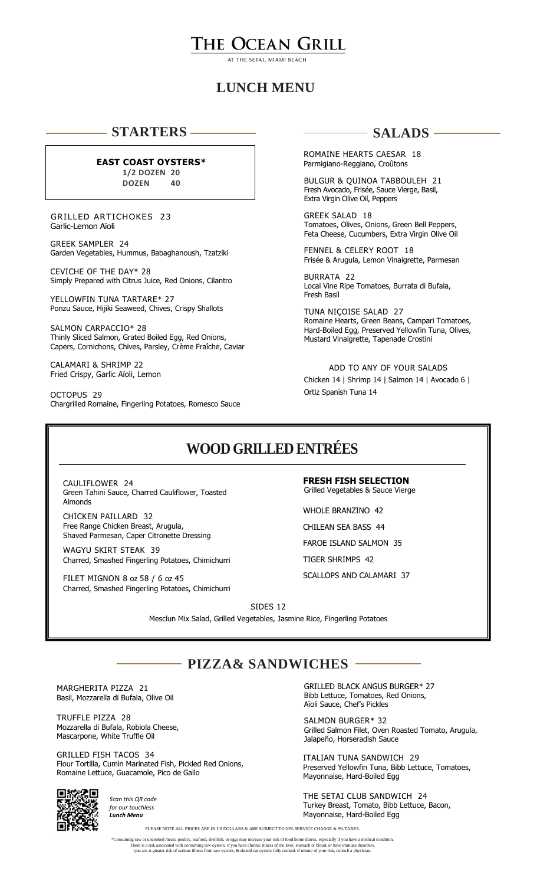# THE OCEAN GRILL

AT THE SETAI, MIAMI BEACH

## LUNCH MENU

## STARTERS

**EAST COAST OYSTERS***
**1/2 DOZEN 20**
**DOZEN 40**

GRILLED ARTICHOKES 23
Garlic-Lemon Aïoli

GREEK SAMPLER 24
Garden Vegetables, Hummus, Babaghanoush, Tzatziki

CEVICHE OF THE DAY* 28
Simply Prepared with Citrus Juice, Red Onions, Cilantro

YELLOWFIN TUNA TARTARE* 27
Ponzu Sauce, Hijiki Seaweed, Chives, Crispy Shallots

SALMON CARPACCIO* 28
Thinly Sliced Salmon, Grated Boiled Egg, Red Onions, Capers, Cornichons, Chives, Parsley, Crème Fraîche, Caviar

CALAMARI & SHRIMP 22
Fried Crispy, Garlic Aïoli, Lemon

OCTOPUS 29
Chargrilled Romaine, Fingerling Potatoes, Romesco Sauce

## SALADS

ROMAINE HEARTS CAESAR 18
Parmigiano-Reggiano, Croûtons

BULGUR & QUINOA TABBOULEH 21
Fresh Avocado, Frisée, Sauce Vierge, Basil, Extra Virgin Olive Oil, Peppers

GREEK SALAD 18
Tomatoes, Olives, Onions, Green Bell Peppers, Feta Cheese, Cucumbers, Extra Virgin Olive Oil

FENNEL & CELERY ROOT 18
Frisée & Arugula, Lemon Vinaigrette, Parmesan

BURRATA 22
Local Vine Ripe Tomatoes, Burrata di Bufala, Fresh Basil

TUNA NIÇOISE SALAD 27
Romaine Hearts, Green Beans, Campari Tomatoes, Hard-Boiled Egg, Preserved Yellowfin Tuna, Olives, Mustard Vinaigrette, Tapenade Crostini

ADD TO ANY OF YOUR SALADS
Chicken 14 | Shrimp 14 | Salmon 14 | Avocado 6 | Ortiz Spanish Tuna 14

## WOOD GRILLED ENTRÉES

CAULIFLOWER 24
Green Tahini Sauce, Charred Cauliflower, Toasted Almonds

CHICKEN PAILLARD 32
Free Range Chicken Breast, Arugula, Shaved Parmesan, Caper Citronette Dressing

WAGYU SKIRT STEAK 39
Charred, Smashed Fingerling Potatoes, Chimichurri

FILET MIGNON 8 oz 58 / 6 oz 45
Charred, Smashed Fingerling Potatoes, Chimichurri

**FRESH FISH SELECTION**
Grilled Vegetables & Sauce Vierge

WHOLE BRANZINO 42

CHILEAN SEA BASS 44

FAROE ISLAND SALMON 35

TIGER SHRIMPS 42

SCALLOPS AND CALAMARI 37

SIDES 12
Mesclun Mix Salad, Grilled Vegetables, Jasmine Rice, Fingerling Potatoes

## PIZZA& SANDWICHES

MARGHERITA PIZZA 21
Basil, Mozzarella di Bufala, Olive Oil

TRUFFLE PIZZA 28
Mozzarella di Bufala, Robiola Cheese, Mascarpone, White Truffle Oil

GRILLED FISH TACOS 34
Flour Tortilla, Cumin Marinated Fish, Pickled Red Onions, Romaine Lettuce, Guacamole, Pico de Gallo

*Scan this QR code for our touchless* ***Lunch Menu***

GRILLED BLACK ANGUS BURGER* 27
Bibb Lettuce, Tomatoes, Red Onions, Aïoli Sauce, Chef's Pickles

SALMON BURGER* 32
Grilled Salmon Filet, Oven Roasted Tomato, Arugula, Jalapeño, Horseradish Sauce

ITALIAN TUNA SANDWICH 29
Preserved Yellowfin Tuna, Bibb Lettuce, Tomatoes, Mayonnaise, Hard-Boiled Egg

THE SETAI CLUB SANDWICH 24
Turkey Breast, Tomato, Bibb Lettuce, Bacon, Mayonnaise, Hard-Boiled Egg

PLEASE NOTE ALL PRICES ARE IN US DOLLARS & ARE SUBJECT TO 20% SERVICE CHARGE & 9% TAXES.

*Consuming raw or uncooked meats, poultry, seafood, shellfish, or eggs may increase your risk of food borne illness, especially if you have a medical condition. There is a risk associated with consuming raw oysters. if you have chronic illness of the liver, stomach or blood, or have immune disorders, you are at greater risk of serious illness from raw oysters, & should eat oysters fully cooked. if unsure of your risk, consult a physician.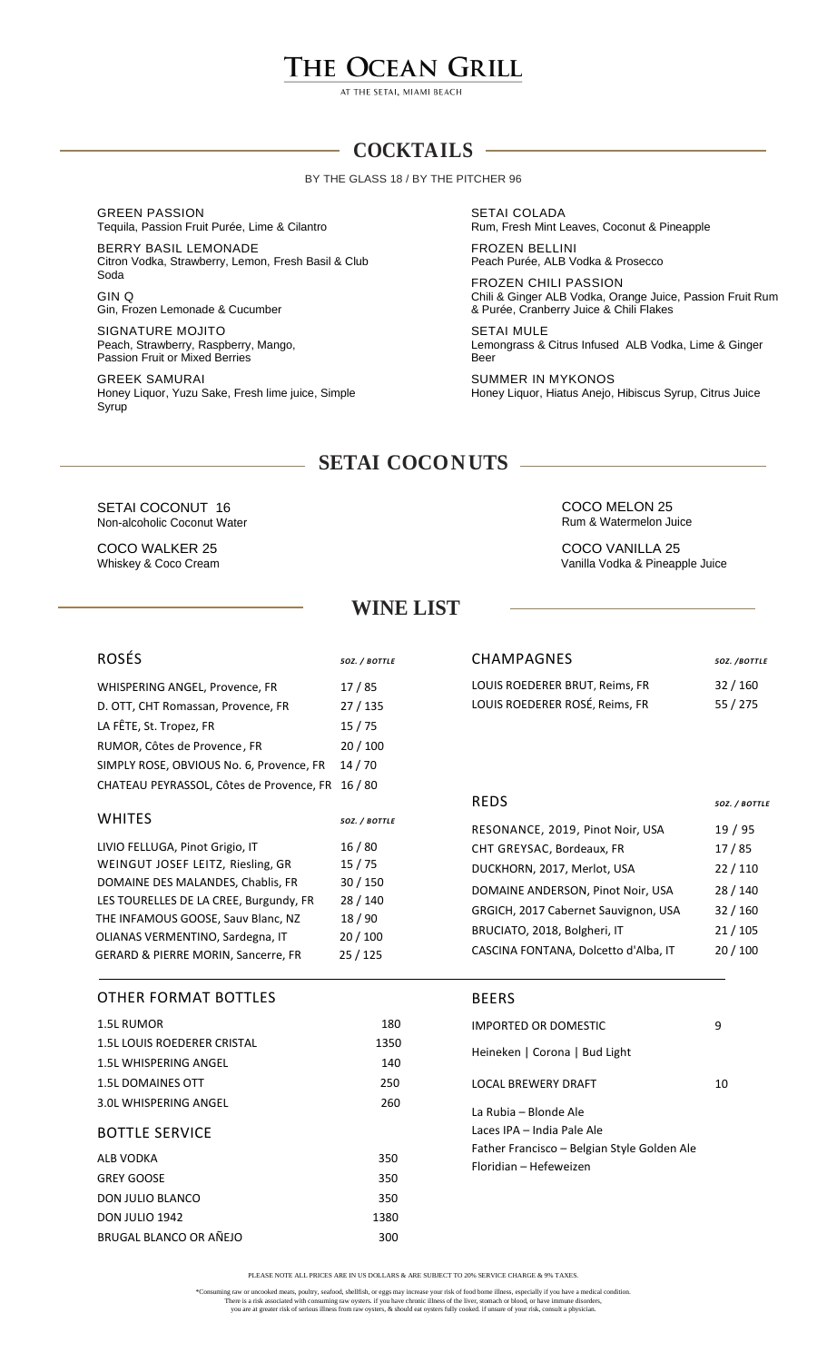# THE OCEAN GRILL

AT THE SETAI, MIAMI BEACH

## COCKTAILS

BY THE GLASS 18 / BY THE PITCHER 96

GREEN PASSION
Tequila, Passion Fruit Purée, Lime & Cilantro

BERRY BASIL LEMONADE
Citron Vodka, Strawberry, Lemon, Fresh Basil & Club Soda

GIN Q
Gin, Frozen Lemonade & Cucumber

SIGNATURE MOJITO
Peach, Strawberry, Raspberry, Mango, Passion Fruit or Mixed Berries

GREEK SAMURAI
Honey Liquor, Yuzu Sake, Fresh lime juice, Simple Syrup

SETAI COLADA
Rum, Fresh Mint Leaves, Coconut & Pineapple

FROZEN BELLINI
Peach Purée, ALB Vodka & Prosecco

FROZEN CHILI PASSION
Chili & Ginger ALB Vodka, Orange Juice, Passion Fruit Rum & Purée, Cranberry Juice & Chili Flakes

SETAI MULE
Lemongrass & Citrus Infused ALB Vodka, Lime & Ginger Beer

SUMMER IN MYKONOS
Honey Liquor, Hiatus Anejo, Hibiscus Syrup, Citrus Juice

## SETAI COCONUTS

SETAI COCONUT 16
Non-alcoholic Coconut Water

COCO WALKER 25
Whiskey & Coco Cream

COCO MELON 25
Rum & Watermelon Juice

COCO VANILLA 25
Vanilla Vodka & Pineapple Juice

## WINE LIST

### ROSÉS

| ROSÉS | 5OZ. / BOTTLE |
|---|---|
| WHISPERING ANGEL, Provence, FR | 17 / 85 |
| D. OTT, CHT Romassan, Provence, FR | 27 / 135 |
| LA FÊTE, St. Tropez, FR | 15 / 75 |
| RUMOR, Côtes de Provence, FR | 20 / 100 |
| SIMPLY ROSE, OBVIOUS No. 6, Provence, FR | 14 / 70 |
| CHATEAU PEYRASSOL, Côtes de Provence, FR | 16 / 80 |

### WHITES

| WHITES | 5OZ. / BOTTLE |
|---|---|
| LIVIO FELLUGA, Pinot Grigio, IT | 16 / 80 |
| WEINGUT JOSEF LEITZ, Riesling, GR | 15 / 75 |
| DOMAINE DES MALANDES, Chablis, FR | 30 / 150 |
| LES TOURELLES DE LA CREE, Burgundy, FR | 28 / 140 |
| THE INFAMOUS GOOSE, Sauv Blanc, NZ | 18 / 90 |
| OLIANAS VERMENTINO, Sardegna, IT | 20 / 100 |
| GERARD & PIERRE MORIN, Sancerre, FR | 25 / 125 |

### CHAMPAGNES

| CHAMPAGNES | 5OZ. /BOTTLE |
|---|---|
| LOUIS ROEDERER BRUT, Reims, FR | 32 / 160 |
| LOUIS ROEDERER ROSÉ, Reims, FR | 55 / 275 |

### REDS

| REDS | 5OZ. / BOTTLE |
|---|---|
| RESONANCE, 2019, Pinot Noir, USA | 19 / 95 |
| CHT GREYSAC, Bordeaux, FR | 17 / 85 |
| DUCKHORN, 2017, Merlot, USA | 22 / 110 |
| DOMAINE ANDERSON, Pinot Noir, USA | 28 / 140 |
| GRGICH, 2017 Cabernet Sauvignon, USA | 32 / 160 |
| BRUCIATO, 2018, Bolgheri, IT | 21 / 105 |
| CASCINA FONTANA, Dolcetto d'Alba, IT | 20 / 100 |

### OTHER FORMAT BOTTLES

| | |
|---|---|
| 1.5L RUMOR | 180 |
| 1.5L LOUIS ROEDERER CRISTAL | 1350 |
| 1.5L WHISPERING ANGEL | 140 |
| 1.5L DOMAINES OTT | 250 |
| 3.0L WHISPERING ANGEL | 260 |

### BOTTLE SERVICE

| | |
|---|---|
| ALB VODKA | 350 |
| GREY GOOSE | 350 |
| DON JULIO BLANCO | 350 |
| DON JULIO 1942 | 1380 |
| BRUGAL BLANCO OR AÑEJO | 300 |

### BEERS

IMPORTED OR DOMESTIC 9

Heineken | Corona | Bud Light

LOCAL BREWERY DRAFT 10

La Rubia – Blonde Ale
Laces IPA – India Pale Ale
Father Francisco – Belgian Style Golden Ale
Floridian – Hefeweizen

PLEASE NOTE ALL PRICES ARE IN US DOLLARS & ARE SUBJECT TO 20% SERVICE CHARGE & 9% TAXES.

*Consuming raw or uncooked meats, poultry, seafood, shellfish, or eggs may increase your risk of food borne illness, especially if you have a medical condition. There is a risk associated with consuming raw oysters. if you have chronic illness of the liver, stomach or blood, or have immune disorders, you are at greater risk of serious illness from raw oysters, & should eat oysters fully cooked. if unsure of your risk, consult a physician.